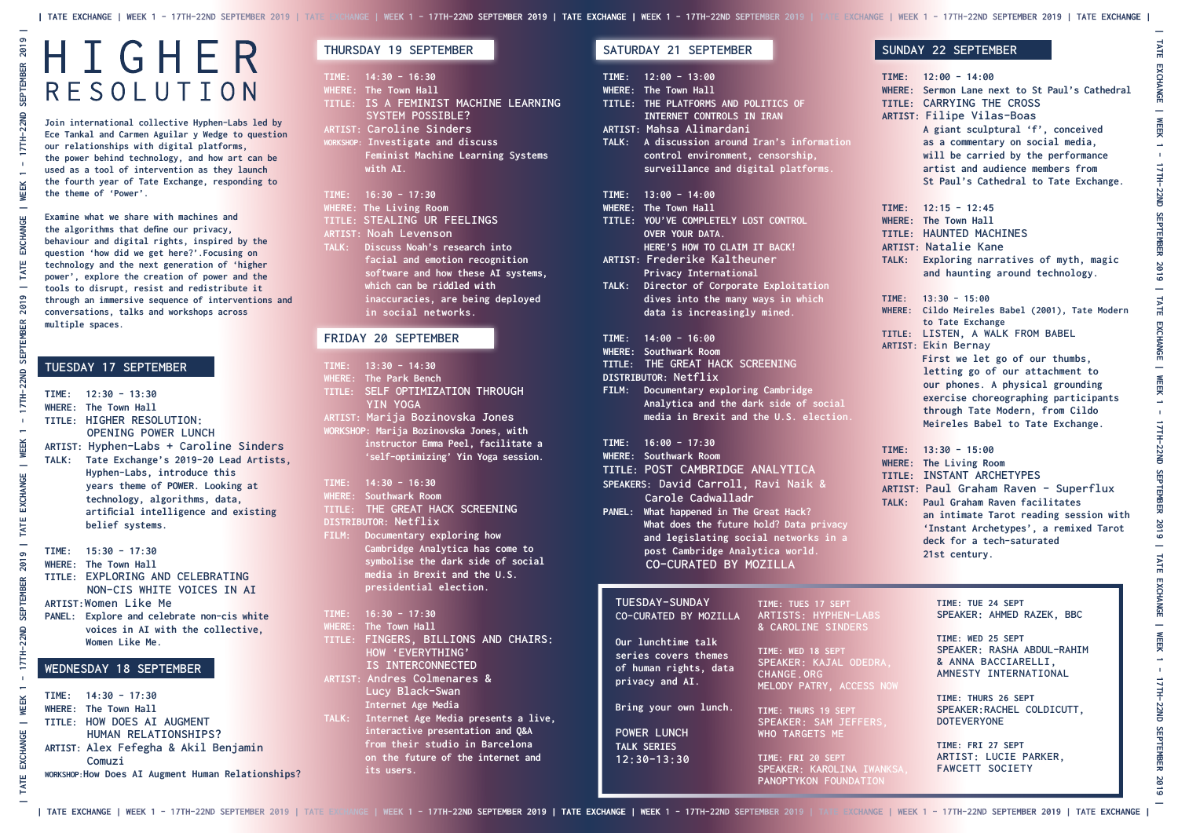# HIGHER RESOLUTION

Join international collective Hyphen-Labs led by Ece Tankal and Carmen Aguilar y Wedge to question our relationships with digital platforms, the power behind technology, and how art can be used as a tool of intervention as they launch the fourth year of Tate Exchange, responding to the theme of 'Power'.

Examine what we share with machines and the algorithms that define our privacy, behaviour and digital rights, inspired by the question 'how did we get here?'.Focusing on technology and the next generation of 'higher power', explore the creation of power and the tools to disrupt, resist and redistribute it through an immersive sequence of interventions and conversations, talks and workshops across multiple spaces.

## TUESDAY 17 SEPTEMBER

TIME: 12:30 - 13:30
WHERE: The Town Hall
TITLE: HIGHER RESOLUTION: OPENING POWER LUNCH
ARTIST: Hyphen-Labs + Caroline Sinders
TALK: Tate Exchange's 2019-20 Lead Artists, Hyphen-Labs, introduce this years theme of POWER. Looking at technology, algorithms, data, artificial intelligence and existing belief systems.

TIME: 15:30 - 17:30
WHERE: The Town Hall
TITLE: EXPLORING AND CELEBRATING NON-CIS WHITE VOICES IN AI
ARTIST: Women Like Me
PANEL: Explore and celebrate non-cis white voices in AI with the collective, Women Like Me.

## WEDNESDAY 18 SEPTEMBER

TIME: 14:30 - 17:30
WHERE: The Town Hall
TITLE: HOW DOES AI AUGMENT HUMAN RELATIONSHIPS?
ARTIST: Alex Fefegha & Akil Benjamin Comuzi
WORKSHOP: How Does AI Augment Human Relationships?

## THURSDAY 19 SEPTEMBER

TIME: 14:30 - 16:30
WHERE: The Town Hall
TITLE: IS A FEMINIST MACHINE LEARNING SYSTEM POSSIBLE?
ARTIST: Caroline Sinders
WORKSHOP: Investigate and discuss Feminist Machine Learning Systems with AI.

TIME: 16:30 - 17:30
WHERE: The Living Room
TITLE: STEALING UR FEELINGS
ARTIST: Noah Levenson
TALK: Discuss Noah's research into facial and emotion recognition software and how these AI systems, which can be riddled with inaccuracies, are being deployed in social networks.

## FRIDAY 20 SEPTEMBER

TIME: 13:30 - 14:30
WHERE: The Park Bench
TITLE: SELF OPTIMIZATION THROUGH YIN YOGA
ARTIST: Marija Bozinovska Jones
WORKSHOP: Marija Bozinovska Jones, with instructor Emma Peel, facilitate a 'self-optimizing' Yin Yoga session.

TIME: 14:30 - 16:30
WHERE: Southwark Room
TITLE: THE GREAT HACK SCREENING
DISTRIBUTOR: Netflix
FILM: Documentary exploring how Cambridge Analytica has come to symbolise the dark side of social media in Brexit and the U.S. presidential election.

TIME: 16:30 - 17:30
WHERE: The Town Hall
TITLE: FINGERS, BILLIONS AND CHAIRS: HOW 'EVERYTHING' IS INTERCONNECTED
ARTIST: Andres Colmenares & Lucy Black-Swan Internet Age Media
TALK: Internet Age Media presents a live, interactive presentation and Q&A from their studio in Barcelona on the future of the internet and its users.

## SATURDAY 21 SEPTEMBER

TIME: 12:00 - 13:00
WHERE: The Town Hall
TITLE: THE PLATFORMS AND POLITICS OF INTERNET CONTROLS IN IRAN
ARTIST: Mahsa Alimardani
TALK: A discussion around Iran's information control environment, censorship, surveillance and digital platforms.

TIME: 13:00 - 14:00
WHERE: The Town Hall
TITLE: YOU'VE COMPLETELY LOST CONTROL OVER YOUR DATA. HERE'S HOW TO CLAIM IT BACK!
ARTIST: Frederike Kaltheuner Privacy International
TALK: Director of Corporate Exploitation dives into the many ways in which data is increasingly mined.

TIME: 14:00 - 16:00
WHERE: Southwark Room
TITLE: THE GREAT HACK SCREENING
DISTRIBUTOR: Netflix
FILM: Documentary exploring Cambridge Analytica and the dark side of social media in Brexit and the U.S. election.

TIME: 16:00 - 17:30
WHERE: Southwark Room
TITLE: POST CAMBRIDGE ANALYTICA
SPEAKERS: David Carroll, Ravi Naik & Carole Cadwalladr
PANEL: What happened in The Great Hack? What does the future hold? Data privacy and legislating social networks in a post Cambridge Analytica world.
CO-CURATED BY MOZILLA

## SUNDAY 22 SEPTEMBER

TIME: 12:00 - 14:00
WHERE: Sermon Lane next to St Paul's Cathedral
TITLE: CARRYING THE CROSS
ARTIST: Filipe Vilas-Boas
A giant sculptural 'f', conceived as a commentary on social media, will be carried by the performance artist and audience members from St Paul's Cathedral to Tate Exchange.

TIME: 12:15 - 12:45
WHERE: The Town Hall
TITLE: HAUNTED MACHINES
ARTIST: Natalie Kane
TALK: Exploring narratives of myth, magic and haunting around technology.

TIME: 13:30 - 15:00
WHERE: Cildo Meireles Babel (2001), Tate Modern to Tate Exchange
TITLE: LISTEN, A WALK FROM BABEL
ARTIST: Ekin Bernay
First we let go of our thumbs, letting go of our attachment to our phones. A physical grounding exercise choreographing participants through Tate Modern, from Cildo Meireles Babel to Tate Exchange.

TIME: 13:30 - 15:00
WHERE: The Living Room
TITLE: INSTANT ARCHETYPES
ARTIST: Paul Graham Raven - Superflux
TALK: Paul Graham Raven facilitates an intimate Tarot reading session with 'Instant Archetypes', a remixed Tarot deck for a tech-saturated 21st century.

## TUESDAY-SUNDAY CO-CURATED BY MOZILLA

Our lunchtime talk series covers themes of human rights, data privacy and AI.

Bring your own lunch.

POWER LUNCH TALK SERIES 12:30-13:30

TIME: TUES 17 SEPT
ARTISTS: HYPHEN-LABS & CAROLINE SINDERS

TIME: WED 18 SEPT
SPEAKER: KAJAL ODEDRA, CHANGE.ORG
MELODY PATRY, ACCESS NOW

TIME: THURS 19 SEPT
SPEAKER: SAM JEFFERS, WHO TARGETS ME

TIME: FRI 20 SEPT
SPEAKER: KAROLINA IWANKSA, PANOPTYKON FOUNDATION

TIME: TUE 24 SEPT
SPEAKER: AHMED RAZEK, BBC

TIME: WED 25 SEPT
SPEAKER: RASHA ABDUL-RAHIM & ANNA BACCIARELLI, AMNESTY INTERNATIONAL

TIME: THURS 26 SEPT
SPEAKER: RACHEL COLDICUTT, DOTEVERYONE

TIME: FRI 27 SEPT
ARTIST: LUCIE PARKER, FAWCETT SOCIETY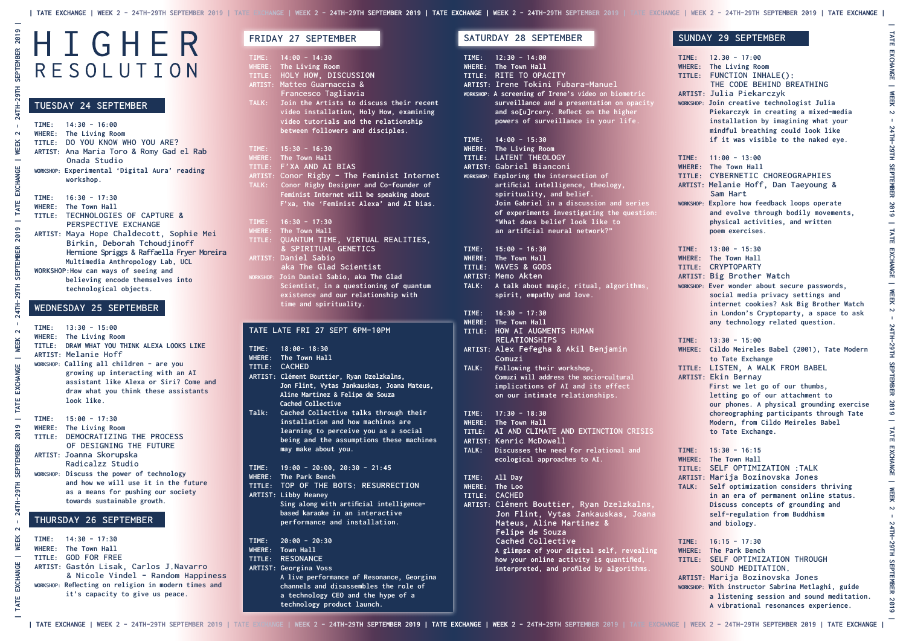# HIGHER RESOLUTION

## TUESDAY 24 SEPTEMBER

TIME: 14:30 - 16:00
WHERE: The Living Room
TITLE: DO YOU KNOW WHO YOU ARE?
ARTIST: Ana Maria Toro & Romy Gad el Rab
Onada Studio
WORKSHOP: Experimental 'Digital Aura' reading workshop.

TIME: 16:30 - 17:30
WHERE: The Town Hall
TITLE: TECHNOLOGIES OF CAPTURE & PERSPECTIVE EXCHANGE
ARTIST: Maya Hope Chaldecott, Sophie Mei Birkin, Deborah Tchoudjinoff
Hermione Spriggs & Raffaella Fryer Moreira
Multimedia Anthropology Lab, UCL
WORKSHOP: How can ways of seeing and believing encode themselves into technological objects.

## WEDNESDAY 25 SEPTEMBER

TIME: 13:30 - 15:00
WHERE: The Living Room
TITLE: DRAW WHAT YOU THINK ALEXA LOOKS LIKE
ARTIST: Melanie Hoff
WORKSHOP: Calling all children - are you growing up interacting with an AI assistant like Alexa or Siri? Come and draw what you think these assistants look like.

TIME: 15:00 - 17:30
WHERE: The Living Room
TITLE: DEMOCRATIZING THE PROCESS OF DESIGNING THE FUTURE
ARTIST: Joanna Skorupska
Radicalzz Studio
WORKSHOP: Discuss the power of technology and how we will use it in the future as a means for pushing our society towards sustainable growth.

## THURSDAY 26 SEPTEMBER

TIME: 14:30 - 17:30
WHERE: The Town Hall
TITLE: GOD FOR FREE
ARTIST: Gastón Lisak, Carlos J.Navarro & Nicole Vindel - Random Happiness
WORKSHOP: Reflecting on religion in modern times and it's capacity to give us peace.

## FRIDAY 27 SEPTEMBER

TIME: 14:00 - 14:30
WHERE: The Living Room
TITLE: HOLY HOW, DISCUSSION
ARTIST: Matteo Guarnaccia & Francesco Tagliavia
TALK: Join the Artists to discuss their recent video installation, Holy How, examining video tutorials and the relationship between followers and disciples.

TIME: 15:30 - 16:30
WHERE: The Town Hall
TITLE: F'XA AND AI BIAS
ARTIST: Conor Rigby - The Feminist Internet
TALK: Conor Rigby Designer and Co-founder of Feminist Internet will be speaking about F'xa, the 'Feminist Alexa' and AI bias.

TIME: 16:30 - 17:30
WHERE: The Town Hall
TITLE: QUANTUM TIME, VIRTUAL REALITIES, & SPIRITUAL GENETICS
ARTIST: Daniel Sabio
aka The Glad Scientist
WORKSHOP: Join Daniel Sabio, aka The Glad Scientist, in a questioning of quantum existence and our relationship with time and spirituality.

### TATE LATE FRI 27 SEPT 6PM-10PM

TIME: 18:00- 18:30
WHERE: The Town Hall
TITLE: CACHED
ARTIST: Clément Bouttier, Ryan Dzelzkalns, Jon Flint, Vytas Jankauskas, Joana Mateus, Aline Martinez & Felipe de Souza
Cached Collective
Talk: Cached Collective talks through their installation and how machines are learning to perceive you as a social being and the assumptions these machines may make about you.

TIME: 19:00 - 20:00, 20:30 - 21:45
WHERE: The Park Bench
TITLE: TOP OF THE BOTS: RESURRECTION
ARTIST: Libby Heaney
Sing along with artificial intelligence-based karaoke in an interactive performance and installation.

TIME: 20:00 - 20:30
WHERE: Town Hall
TITLE: RESONANCE
ARTIST: Georgina Voss
A live performance of Resonance, Georgina channels and disassembles the role of a technology CEO and the hype of a technology product launch.

## SATURDAY 28 SEPTEMBER

TIME: 12:30 - 14:00
WHERE: The Town Hall
TITLE: RITE TO OPACITY
ARTIST: Irene Tokini Fubara-Manuel
WORKSHOP: A screening of Irene's video on biometric surveillance and a presentation on opacity and so[u]rcery. Reflect on the higher powers of surveillance in your life.

TIME: 14:00 - 15:30
WHERE: The Living Room
TITLE: LATENT THEOLOGY
ARTIST: Gabriel Bianconi
WORKSHOP: Exploring the intersection of artificial intelligence, theology, spirituality, and belief. Join Gabriel in a discussion and series of experiments investigating the question: "What does belief look like to an artificial neural network?"

TIME: 15:00 - 16:30
WHERE: The Town Hall
TITLE: WAVES & GODS
ARTIST: Memo Akten
TALK: A talk about magic, ritual, algorithms, spirit, empathy and love.

TIME: 16:30 - 17:30
WHERE: The Town Hall
TITLE: HOW AI AUGMENTS HUMAN RELATIONSHIPS
ARTIST: Alex Fefegha & Akil Benjamin
Comuzi
TALK: Following their workshop, Comuzi will address the socio-cultural implications of AI and its effect on our intimate relationships.

TIME: 17:30 - 18:30
WHERE: The Town Hall
TITLE: AI AND CLIMATE AND EXTINCTION CRISIS
ARTIST: Kenric McDowell
TALK: Discusses the need for relational and ecological approaches to AI.

TIME: All Day
WHERE: The Loo
TITLE: CACHED
ARTIST: Clément Bouttier, Ryan Dzelzkalns, Jon Flint, Vytas Jankauskas, Joana Mateus, Aline Martinez & Felipe de Souza
Cached Collective
A glimpse of your digital self, revealing how your online activity is quantified, interpreted, and profiled by algorithms.

## SUNDAY 29 SEPTEMBER

TIME: 12.30 - 17:00
WHERE: The Living Room
TITLE: FUNCTION INHALE(): THE CODE BEHIND BREATHING
ARTIST: Julia Piekarczyk
WORKSHOP: Join creative technologist Julia Piekarczyk in creating a mixed-media installation by imagining what your mindful breathing could look like if it was visible to the naked eye.

TIME: 11:00 - 13:00
WHERE: The Town Hall
TITLE: CYBERNETIC CHOREOGRAPHIES
ARTIST: Melanie Hoff, Dan Taeyoung & Sam Hart
WORKSHOP: Explore how feedback loops operate and evolve through bodily movements, physical activities, and written poem exercises.

TIME: 13:00 - 15:30
WHERE: The Town Hall
TITLE: CRYPTOPARTY
ARTIST: Big Brother Watch
WORKSHOP: Ever wonder about secure passwords, social media privacy settings and internet cookies? Ask Big Brother Watch in London's Cryptoparty, a space to ask any technology related question.

TIME: 13:30 - 15:00
WHERE: Cildo Meireles Babel (2001), Tate Modern to Tate Exchange
TITLE: LISTEN, A WALK FROM BABEL
ARTIST: Ekin Bernay
First we let go of our thumbs, letting go of our attachment to our phones. A physical grounding exercise choreographing participants through Tate Modern, from Cildo Meireles Babel to Tate Exchange.

TIME: 15:30 - 16:15
WHERE: The Town Hall
TITLE: SELF OPTIMIZATION :TALK
ARTIST: Marija Bozinovska Jones
TALK: Self optimization considers thriving in an era of permanent online status. Discuss concepts of grounding and self-regulation from Buddhism and biology.

TIME: 16:15 - 17:30
WHERE: The Park Bench
TITLE: SELF OPTIMIZATION THROUGH SOUND MEDITATION.
ARTIST: Marija Bozinovska Jones
WORKSHOP: With instructor Sabrina Metlaghi, guide a listening session and sound meditation. A vibrational resonances experience.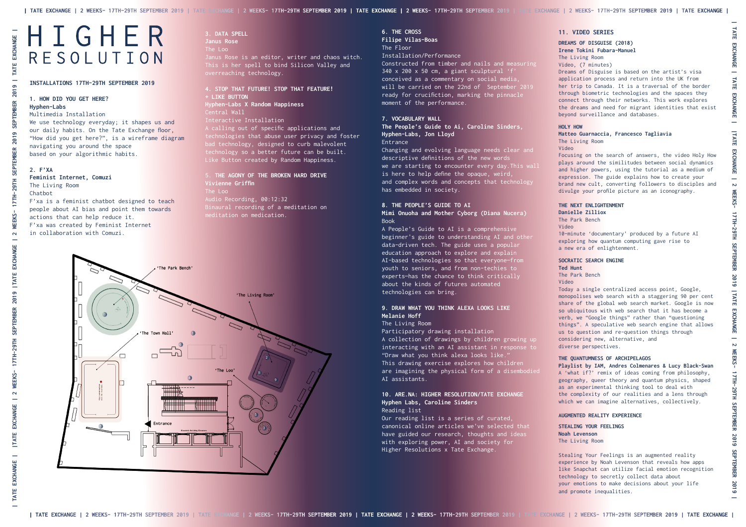# HIGHER RESOLUTION

INSTALLATIONS 17TH-29TH SEPTEMBER 2019

**1. HOW DID YOU GET HERE?**
**Hyphen-Labs**
Multimedia Installation
We use technology everyday; it shapes us and our daily habits. On the Tate Exchange floor, "How did you get here?", is a wireframe diagram navigating you around the space based on your algorithmic habits.

**2. F'XA**
**Feminist Internet, Comuzi**
The Living Room
Chatbot
F'xa is a feminist chatbot designed to teach people about AI bias and point them towards actions that can help reduce it.
F'xa was created by Feminist Internet in collaboration with Comuzi.

'The Park Bench'
'The Living Room'
'The Town Hall'
'The Loo'
Entrance

**3. DATA SPELL**
**Janus Rose**
The Loo
Janus Rose is an editor, writer and chaos witch. This is her spell to bind Silicon Valley and overreaching technology.

**4. STOP THAT FUTURE! STOP THAT FEATURE! + LIKE BUTTON**
**Hyphen-Labs X Random Happiness**
Central Wall
Interactive Installation
A calling out of specific applications and technologies that abuse user privacy and foster bad technology, designed to curb malevolent technology so a better future can be built.
Like Button created by Random Happiness.

**5. THE AGONY OF THE BROKEN HARD DRIVE**
**Vivienne Griffin**
The Loo
Audio Recording, 00:12:32
Binaural recording of a meditation on meditation on medication.

**6. THE CROSS**
**Filipe Vilas-Boas**
The Floor
Installation/Performance
Constructed from timber and nails and measuring 340 x 200 x 50 cm, a giant sculptural 'f' conceived as a commentary on social media, will be carried on the 22nd of September 2019 ready for crucifiction, marking the pinnacle moment of the performance.

**7. VOCABULARY WALL**
**The People's Guide to Ai, Caroline Sinders, Hyphen-Labs, Jon Lloyd**
Entrance
Changing and evolving language needs clear and descriptive definitions of the new words we are starting to encounter every day.This wall is here to help define the opaque, weird, and complex words and concepts that technology has embedded in society.

**8. THE PEOPLE'S GUIDE TO AI**
**Mimi Onuoha and Mother Cyborg (Diana Nucera)**
Book
A People's Guide to AI is a comprehensive beginner's guide to understanding AI and other data-driven tech. The guide uses a popular education approach to explore and explain AI-based technologies so that everyone—from youth to seniors, and from non-techies to experts—has the chance to think critically about the kinds of futures automated technologies can bring.

**9. DRAW WHAT YOU THINK ALEXA LOOKS LIKE**
**Melanie Hoff**
The Living Room
Participatory drawing installation
A collection of drawings by children growing up interacting with an AI assistant in response to "Draw what you think alexa looks like."
This drawing exercise explores how children are imagining the physical form of a disembodied AI assistants.

**10. ARE.NA: HIGHER RESOLUTION/TATE EXCHANGE**
**Hyphen Labs, Caroline Sinders**
Reading list
Our reading list is a series of curated, canonical online articles we've selected that have guided our research, thoughts and ideas with exploring power, AI and society for Higher Resolutions x Tate Exchange.

**11. VIDEO SERIES**

**DREAMS OF DISGUISE (2018)**
**Irene Tokini Fubara-Manuel**
The Living Room
Video, (7 minutes)
Dreams of Disguise is based on the artist's visa application process and return into the UK from her trip to Canada. It is a traversal of the border through biometric technologies and the spaces they connect through their networks. This work explores the dreams and need for migrant identities that exist beyond surveillance and databases.

**HOLY HOW**
**Matteo Guarnaccia, Francesco Tagliavia**
The Living Room
Video
Focusing on the search of answers, the video Holy How plays around the similitudes between social dynamics and higher powers, using the tutorial as a medium of expression. The guide explains how to create your brand new cult, converting followers to disciples and divulge your profile picture as an iconography.

**THE NEXT ENLIGHTENMENT**
**Danielle Zilliox**
The Park Bench
Video
10-minute 'documentary' produced by a future AI exploring how quantum computing gave rise to a new era of enlightenment.

**SOCRATIC SEARCH ENGINE**
**Ted Hunt**
The Park Bench
Video
Today a single centralized access point, Google, monopolises web search with a staggering 90 per cent share of the global web search market. Google is now so ubiquitous with web search that it has become a verb, we "Google things" rather than "questioning things". A speculative web search engine that allows us to question and re-question things through considering new, alternative, and diverse perspectives.

**THE QUANTUMNESS OF ARCHIPELAGOS**
**Playlist by IAM, Andres Colmenares & Lucy Black-Swan**
A 'what if?' remix of ideas coming from philosophy, geography, queer theory and quantum physics, shaped as an experimental thinking tool to deal with the complexity of our realities and a lens through which we can imagine alternatives, collectively.

**AUGMENTED REALITY EXPERIENCE**

**STEALING YOUR FEELINGS**
**Noah Levenson**
The Living Room

Stealing Your Feelings is an augmented reality experience by Noah Levenson that reveals how apps like Snapchat can utilize facial emotion recognition technology to secretly collect data about your emotions to make decisions about your life and promote inequalities.